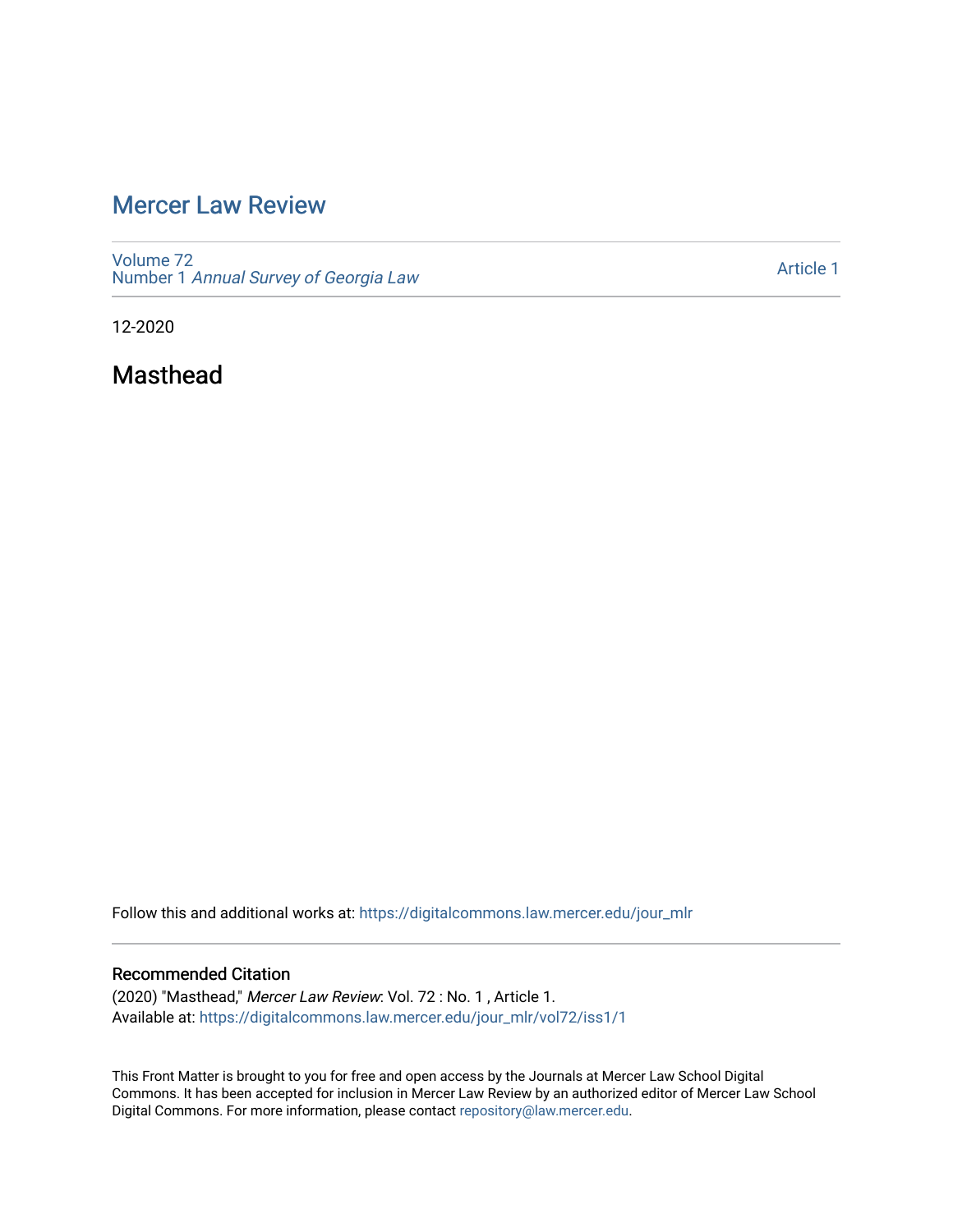# Mercer Law Review

Volume 72
Number 1 *Annual Survey of Georgia Law*

Article 1

12-2020

## Masthead

Follow this and additional works at: https://digitalcommons.law.mercer.edu/jour_mlr

### Recommended Citation

(2020) "Masthead," *Mercer Law Review*: Vol. 72 : No. 1 , Article 1.
Available at: https://digitalcommons.law.mercer.edu/jour_mlr/vol72/iss1/1

This Front Matter is brought to you for free and open access by the Journals at Mercer Law School Digital Commons. It has been accepted for inclusion in Mercer Law Review by an authorized editor of Mercer Law School Digital Commons. For more information, please contact repository@law.mercer.edu.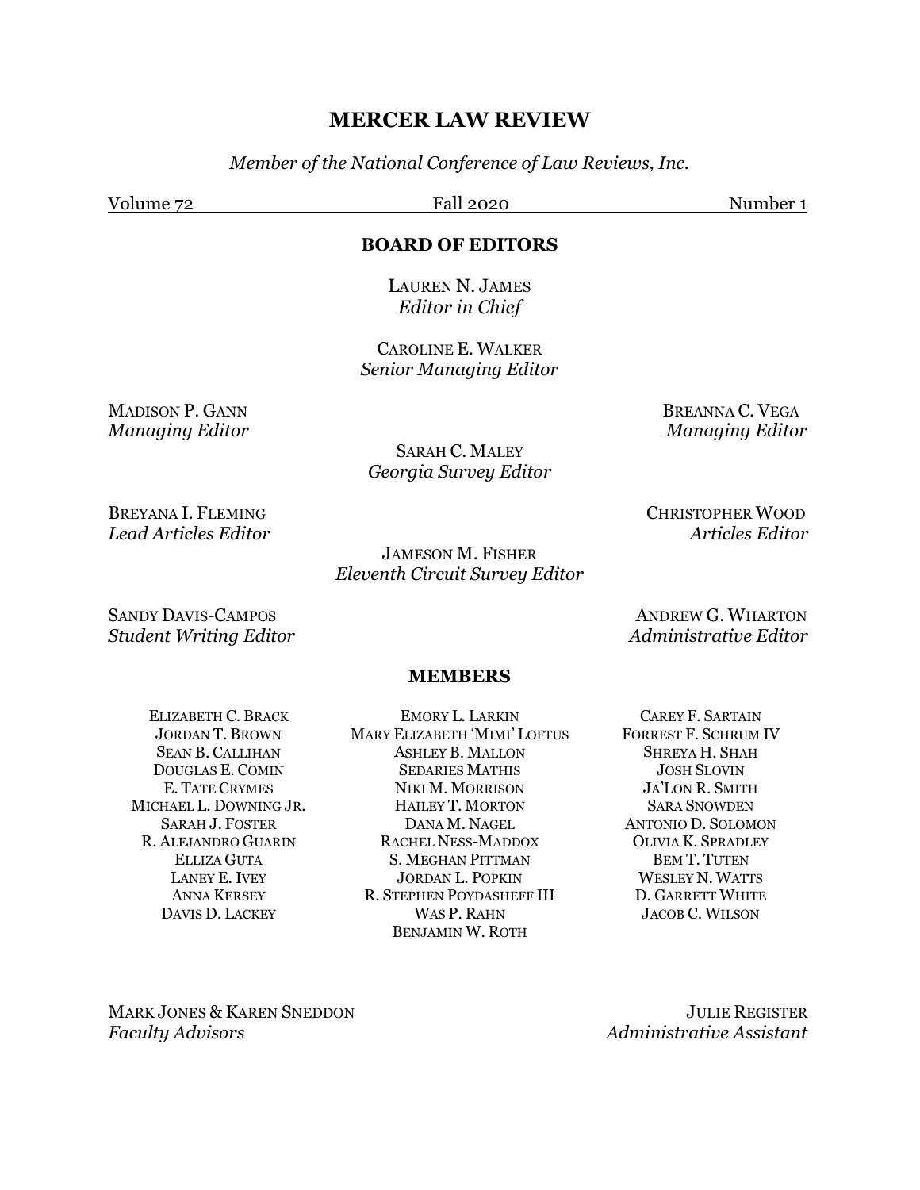# MERCER LAW REVIEW

*Member of the National Conference of Law Reviews, Inc.*

Volume 72 Fall 2020 Number 1

## BOARD OF EDITORS

LAUREN N. JAMES
*Editor in Chief*

CAROLINE E. WALKER
*Senior Managing Editor*

MADISON P. GANN
*Managing Editor*

BREANNA C. VEGA
*Managing Editor*

SARAH C. MALEY
*Georgia Survey Editor*

BREYANA I. FLEMING
*Lead Articles Editor*

CHRISTOPHER WOOD
*Articles Editor*

JAMESON M. FISHER
*Eleventh Circuit Survey Editor*

SANDY DAVIS-CAMPOS
*Student Writing Editor*

ANDREW G. WHARTON
*Administrative Editor*

## MEMBERS

ELIZABETH C. BRACK
JORDAN T. BROWN
SEAN B. CALLIHAN
DOUGLAS E. COMIN
E. TATE CRYMES
MICHAEL L. DOWNING JR.
SARAH J. FOSTER
R. ALEJANDRO GUARIN
ELLIZA GUTA
LANEY E. IVEY
ANNA KERSEY
DAVIS D. LACKEY

EMORY L. LARKIN
MARY ELIZABETH 'MIMI' LOFTUS
ASHLEY B. MALLON
SEDARIES MATHIS
NIKI M. MORRISON
HAILEY T. MORTON
DANA M. NAGEL
RACHEL NESS-MADDOX
S. MEGHAN PITTMAN
JORDAN L. POPKIN
R. STEPHEN POYDASHEFF III
WAS P. RAHN
BENJAMIN W. ROTH

CAREY F. SARTAIN
FORREST F. SCHRUM IV
SHREYA H. SHAH
JOSH SLOVIN
JA'LON R. SMITH
SARA SNOWDEN
ANTONIO D. SOLOMON
OLIVIA K. SPRADLEY
BEM T. TUTEN
WESLEY N. WATTS
D. GARRETT WHITE
JACOB C. WILSON

MARK JONES & KAREN SNEDDON
*Faculty Advisors*

JULIE REGISTER
*Administrative Assistant*